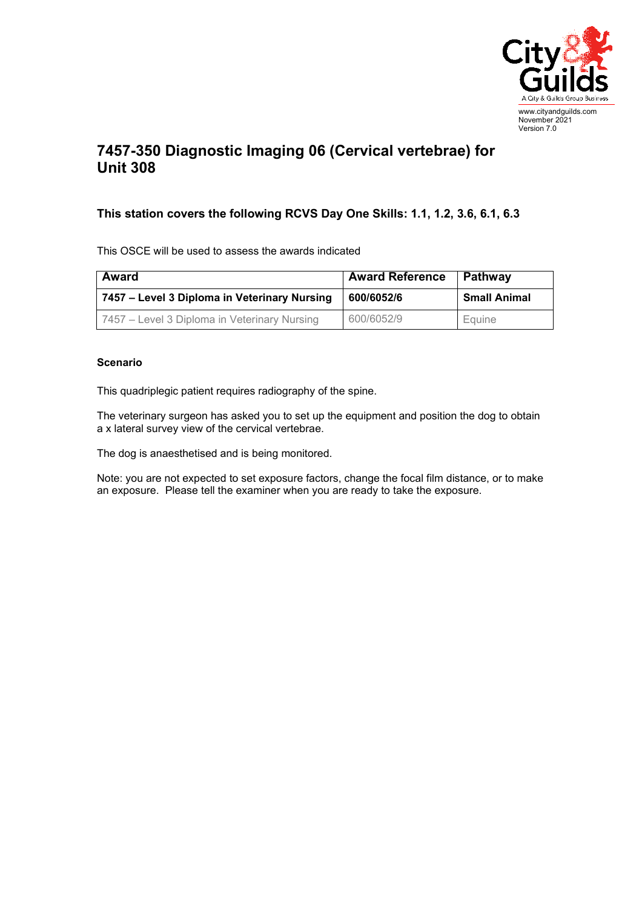www.cityandguilds.com
November 2021
Version 7.0

# 7457-350 Diagnostic Imaging 06 (Cervical vertebrae) for Unit 308

### This station covers the following RCVS Day One Skills: 1.1, 1.2, 3.6, 6.1, 6.3

This OSCE will be used to assess the awards indicated

| Award | Award Reference | Pathway |
| --- | --- | --- |
| **7457 – Level 3 Diploma in Veterinary Nursing** | **600/6052/6** | **Small Animal** |
| 7457 – Level 3 Diploma in Veterinary Nursing | 600/6052/9 | Equine |

**Scenario**

This quadriplegic patient requires radiography of the spine.

The veterinary surgeon has asked you to set up the equipment and position the dog to obtain a x lateral survey view of the cervical vertebrae.

The dog is anaesthetised and is being monitored.

Note: you are not expected to set exposure factors, change the focal film distance, or to make an exposure. Please tell the examiner when you are ready to take the exposure.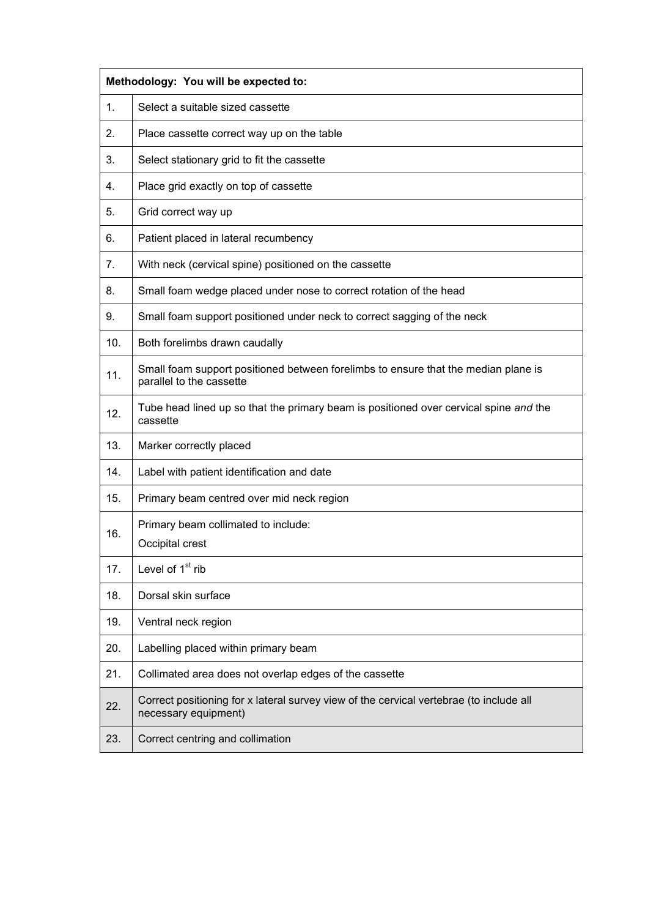| Methodology: You will be expected to: | |
|---|---|
| 1. | Select a suitable sized cassette |
| 2. | Place cassette correct way up on the table |
| 3. | Select stationary grid to fit the cassette |
| 4. | Place grid exactly on top of cassette |
| 5. | Grid correct way up |
| 6. | Patient placed in lateral recumbency |
| 7. | With neck (cervical spine) positioned on the cassette |
| 8. | Small foam wedge placed under nose to correct rotation of the head |
| 9. | Small foam support positioned under neck to correct sagging of the neck |
| 10. | Both forelimbs drawn caudally |
| 11. | Small foam support positioned between forelimbs to ensure that the median plane is parallel to the cassette |
| 12. | Tube head lined up so that the primary beam is positioned over cervical spine *and* the cassette |
| 13. | Marker correctly placed |
| 14. | Label with patient identification and date |
| 15. | Primary beam centred over mid neck region |
| 16. | Primary beam collimated to include: Occipital crest |
| 17. | Level of 1st rib |
| 18. | Dorsal skin surface |
| 19. | Ventral neck region |
| 20. | Labelling placed within primary beam |
| 21. | Collimated area does not overlap edges of the cassette |
| 22. | Correct positioning for x lateral survey view of the cervical vertebrae (to include all necessary equipment) |
| 23. | Correct centring and collimation |